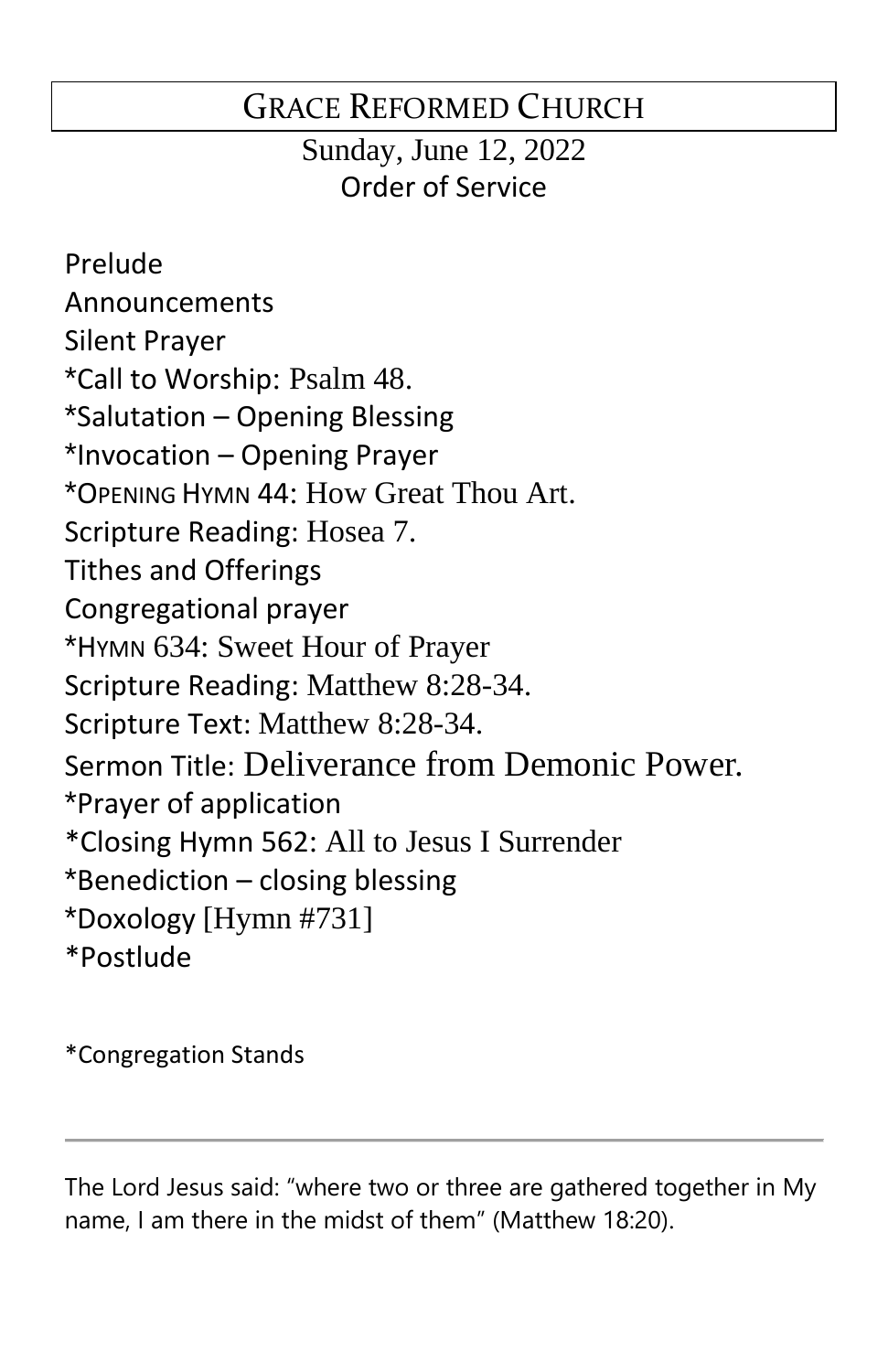# GRACE REFORMED CHURCH

Sunday, June 12, 2022

Order of Service

Prelude

Announcements

Silent Prayer

*Call to Worship: Psalm 48.

*Salutation – Opening Blessing

*Invocation – Opening Prayer

*OPENING HYMN 44: How Great Thou Art.

Scripture Reading: Hosea 7.

Tithes and Offerings

Congregational prayer

*HYMN 634: Sweet Hour of Prayer

Scripture Reading: Matthew 8:28-34.

Scripture Text: Matthew 8:28-34.

Sermon Title: Deliverance from Demonic Power.

*Prayer of application

*Closing Hymn 562: All to Jesus I Surrender

*Benediction – closing blessing

*Doxology [Hymn #731]

*Postlude

*Congregation Stands

---

The Lord Jesus said: "where two or three are gathered together in My name, I am there in the midst of them" (Matthew 18:20).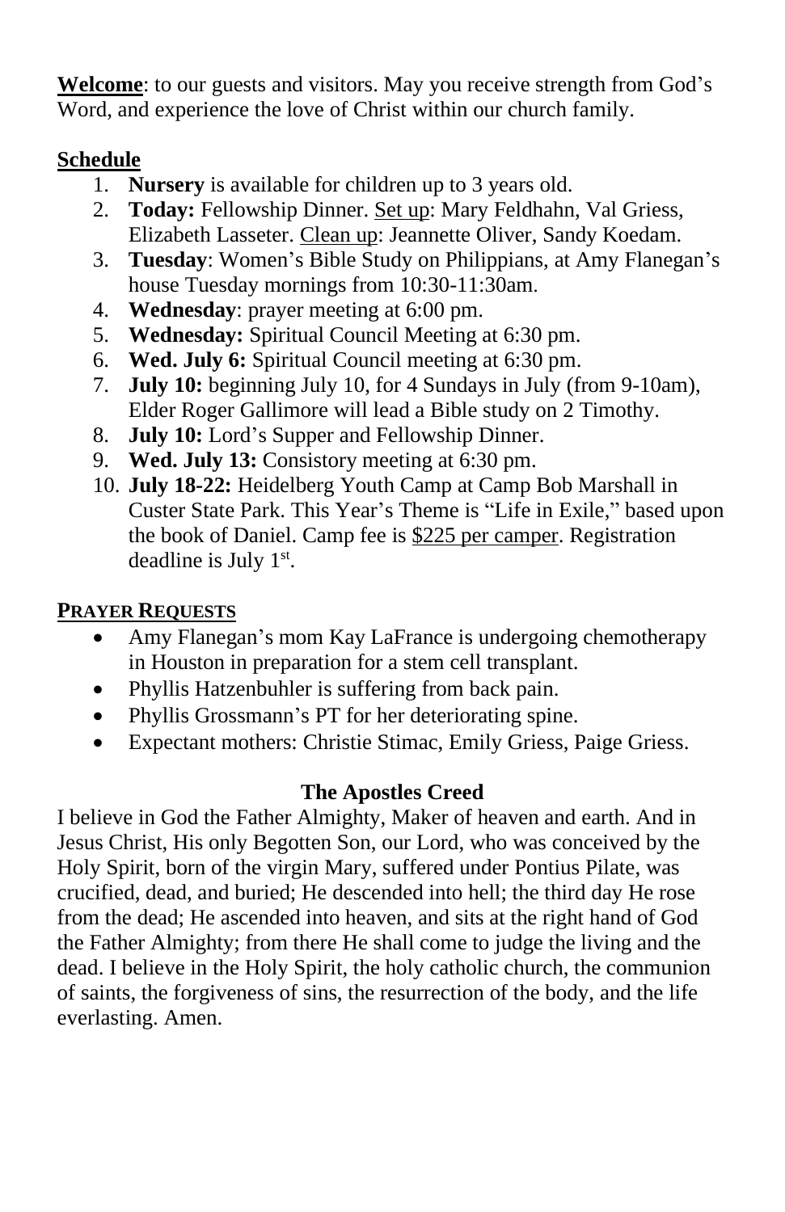**Welcome**: to our guests and visitors. May you receive strength from God's Word, and experience the love of Christ within our church family.

## Schedule

1. **Nursery** is available for children up to 3 years old.
2. **Today:** Fellowship Dinner. Set up: Mary Feldhahn, Val Griess, Elizabeth Lasseter. Clean up: Jeannette Oliver, Sandy Koedam.
3. **Tuesday**: Women's Bible Study on Philippians, at Amy Flanegan's house Tuesday mornings from 10:30-11:30am.
4. **Wednesday**: prayer meeting at 6:00 pm.
5. **Wednesday:** Spiritual Council Meeting at 6:30 pm.
6. **Wed. July 6:** Spiritual Council meeting at 6:30 pm.
7. **July 10:** beginning July 10, for 4 Sundays in July (from 9-10am), Elder Roger Gallimore will lead a Bible study on 2 Timothy.
8. **July 10:** Lord's Supper and Fellowship Dinner.
9. **Wed. July 13:** Consistory meeting at 6:30 pm.
10. **July 18-22:** Heidelberg Youth Camp at Camp Bob Marshall in Custer State Park. This Year's Theme is "Life in Exile," based upon the book of Daniel. Camp fee is $225 per camper. Registration deadline is July 1st.

## Prayer Requests

- Amy Flanegan's mom Kay LaFrance is undergoing chemotherapy in Houston in preparation for a stem cell transplant.
- Phyllis Hatzenbuhler is suffering from back pain.
- Phyllis Grossmann's PT for her deteriorating spine.
- Expectant mothers: Christie Stimac, Emily Griess, Paige Griess.

### The Apostles Creed

I believe in God the Father Almighty, Maker of heaven and earth. And in Jesus Christ, His only Begotten Son, our Lord, who was conceived by the Holy Spirit, born of the virgin Mary, suffered under Pontius Pilate, was crucified, dead, and buried; He descended into hell; the third day He rose from the dead; He ascended into heaven, and sits at the right hand of God the Father Almighty; from there He shall come to judge the living and the dead. I believe in the Holy Spirit, the holy catholic church, the communion of saints, the forgiveness of sins, the resurrection of the body, and the life everlasting. Amen.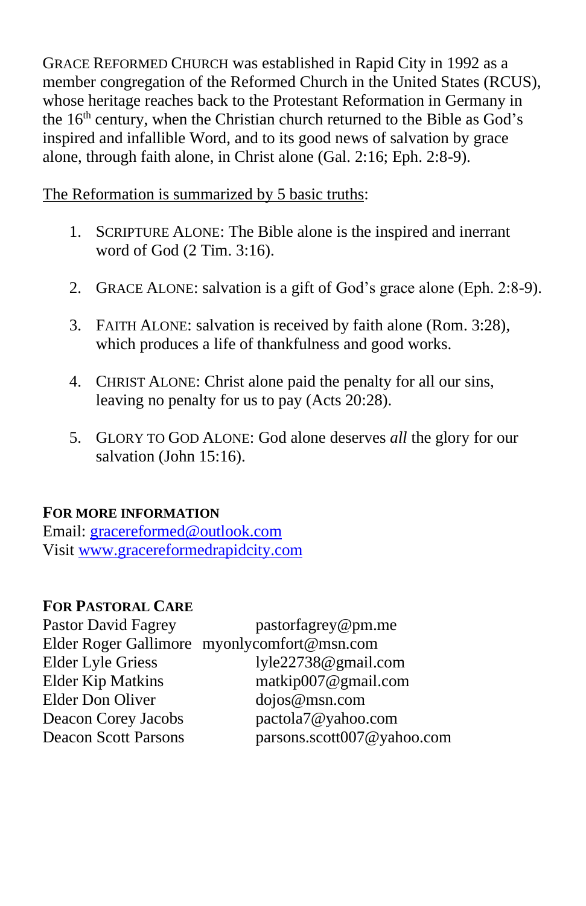GRACE REFORMED CHURCH was established in Rapid City in 1992 as a member congregation of the Reformed Church in the United States (RCUS), whose heritage reaches back to the Protestant Reformation in Germany in the 16th century, when the Christian church returned to the Bible as God's inspired and infallible Word, and to its good news of salvation by grace alone, through faith alone, in Christ alone (Gal. 2:16; Eph. 2:8-9).

The Reformation is summarized by 5 basic truths:

1. SCRIPTURE ALONE: The Bible alone is the inspired and inerrant word of God (2 Tim. 3:16).

2. GRACE ALONE: salvation is a gift of God's grace alone (Eph. 2:8-9).

3. FAITH ALONE: salvation is received by faith alone (Rom. 3:28), which produces a life of thankfulness and good works.

4. CHRIST ALONE: Christ alone paid the penalty for all our sins, leaving no penalty for us to pay (Acts 20:28).

5. GLORY TO GOD ALONE: God alone deserves *all* the glory for our salvation (John 15:16).

**FOR MORE INFORMATION**
Email: gracereformed@outlook.com
Visit www.gracereformedrapidcity.com

**FOR PASTORAL CARE**

| | |
|---|---|
| Pastor David Fagrey | pastorfagrey@pm.me |
| Elder Roger Gallimore | myonlycomfort@msn.com |
| Elder Lyle Griess | lyle22738@gmail.com |
| Elder Kip Matkins | matkip007@gmail.com |
| Elder Don Oliver | dojos@msn.com |
| Deacon Corey Jacobs | pactola7@yahoo.com |
| Deacon Scott Parsons | parsons.scott007@yahoo.com |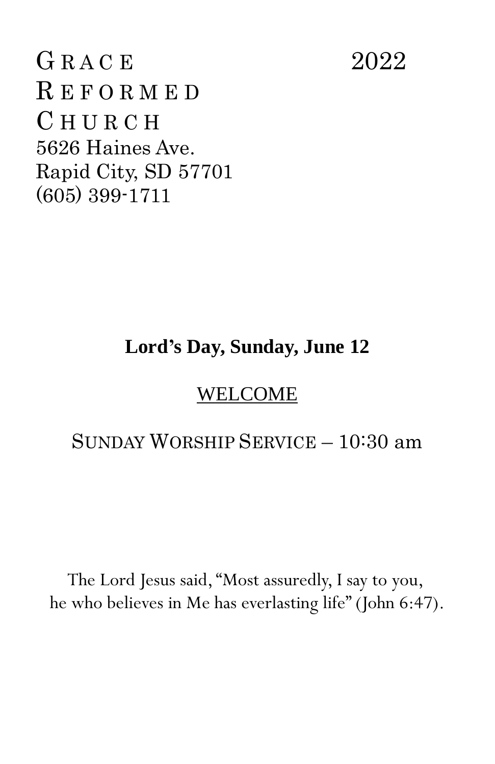# GRACE REFORMED CHURCH

2022

5626 Haines Ave.
Rapid City, SD 57701
(605) 399-1711

**Lord's Day, Sunday, June 12**

WELCOME

SUNDAY WORSHIP SERVICE – 10:30 am

The Lord Jesus said, "Most assuredly, I say to you,
he who believes in Me has everlasting life" (John 6:47).